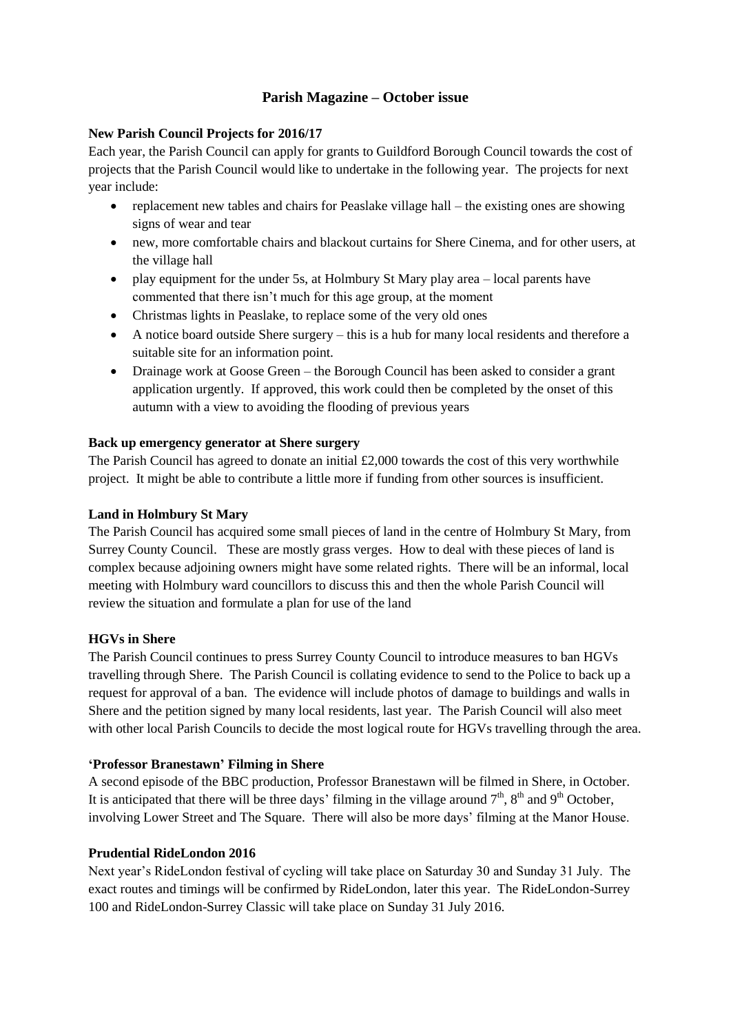# Parish Magazine – October issue

**New Parish Council Projects for 2016/17**

Each year, the Parish Council can apply for grants to Guildford Borough Council towards the cost of projects that the Parish Council would like to undertake in the following year. The projects for next year include:

- replacement new tables and chairs for Peaslake village hall – the existing ones are showing signs of wear and tear
- new, more comfortable chairs and blackout curtains for Shere Cinema, and for other users, at the village hall
- play equipment for the under 5s, at Holmbury St Mary play area – local parents have commented that there isn't much for this age group, at the moment
- Christmas lights in Peaslake, to replace some of the very old ones
- A notice board outside Shere surgery – this is a hub for many local residents and therefore a suitable site for an information point.
- Drainage work at Goose Green – the Borough Council has been asked to consider a grant application urgently. If approved, this work could then be completed by the onset of this autumn with a view to avoiding the flooding of previous years

**Back up emergency generator at Shere surgery**

The Parish Council has agreed to donate an initial £2,000 towards the cost of this very worthwhile project. It might be able to contribute a little more if funding from other sources is insufficient.

**Land in Holmbury St Mary**

The Parish Council has acquired some small pieces of land in the centre of Holmbury St Mary, from Surrey County Council. These are mostly grass verges. How to deal with these pieces of land is complex because adjoining owners might have some related rights. There will be an informal, local meeting with Holmbury ward councillors to discuss this and then the whole Parish Council will review the situation and formulate a plan for use of the land

**HGVs in Shere**

The Parish Council continues to press Surrey County Council to introduce measures to ban HGVs travelling through Shere. The Parish Council is collating evidence to send to the Police to back up a request for approval of a ban. The evidence will include photos of damage to buildings and walls in Shere and the petition signed by many local residents, last year. The Parish Council will also meet with other local Parish Councils to decide the most logical route for HGVs travelling through the area.

**'Professor Branestawn' Filming in Shere**

A second episode of the BBC production, Professor Branestawn will be filmed in Shere, in October. It is anticipated that there will be three days' filming in the village around 7th, 8th and 9th October, involving Lower Street and The Square. There will also be more days' filming at the Manor House.

**Prudential RideLondon 2016**

Next year's RideLondon festival of cycling will take place on Saturday 30 and Sunday 31 July. The exact routes and timings will be confirmed by RideLondon, later this year. The RideLondon-Surrey 100 and RideLondon-Surrey Classic will take place on Sunday 31 July 2016.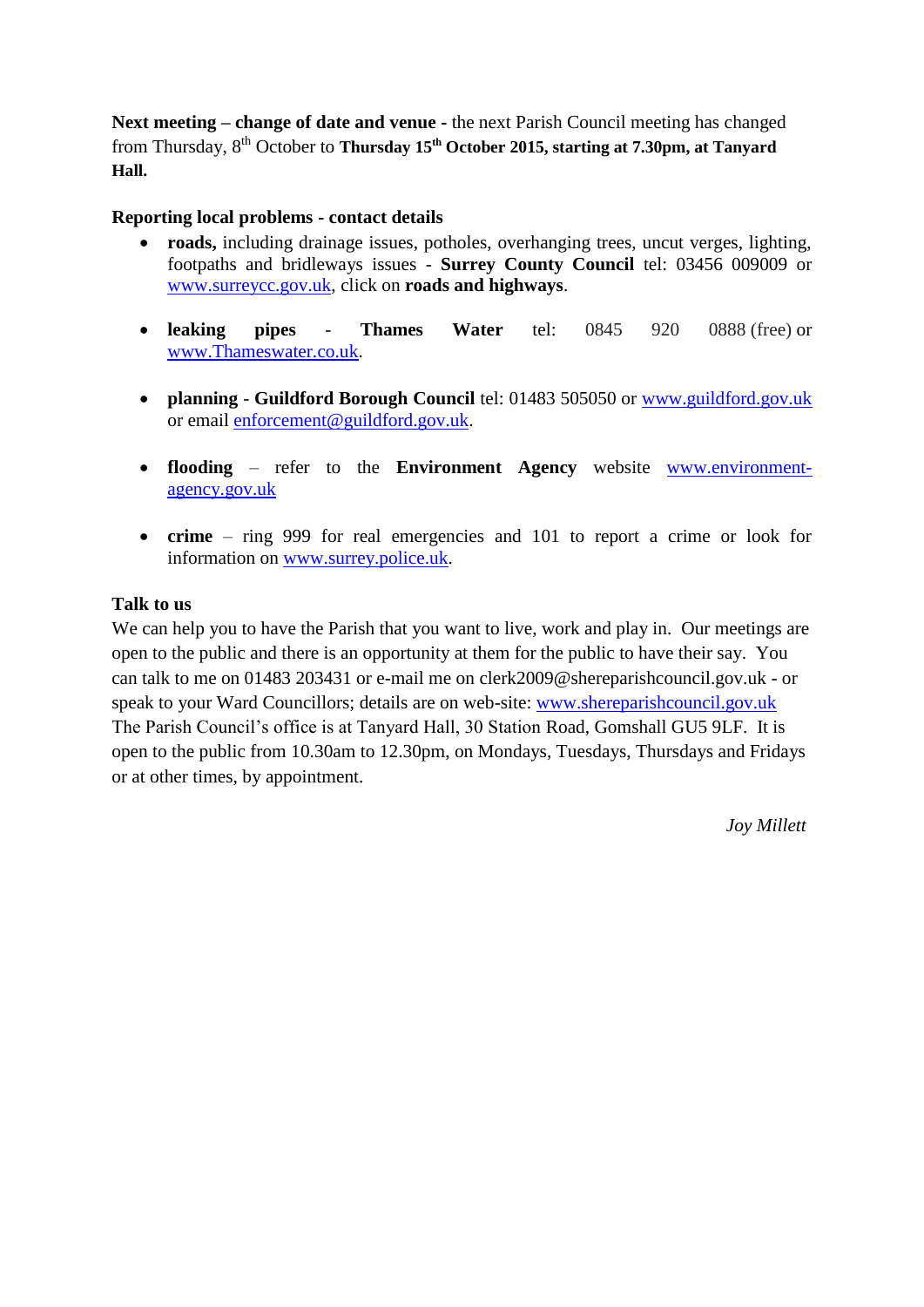**Next meeting – change of date and venue -** the next Parish Council meeting has changed from Thursday, 8th October to **Thursday 15th October 2015, starting at 7.30pm, at Tanyard Hall.**

**Reporting local problems - contact details**

- **roads,** including drainage issues, potholes, overhanging trees, uncut verges, lighting, footpaths and bridleways issues - **Surrey County Council** tel: 03456 009009 or www.surreycc.gov.uk, click on **roads and highways**.

- **leaking pipes** - **Thames Water** tel: 0845 920 0888 (free) or www.Thameswater.co.uk.

- **planning** - **Guildford Borough Council** tel: 01483 505050 or www.guildford.gov.uk or email enforcement@guildford.gov.uk.

- **flooding** – refer to the **Environment Agency** website www.environment-agency.gov.uk

- **crime** – ring 999 for real emergencies and 101 to report a crime or look for information on www.surrey.police.uk.

**Talk to us**

We can help you to have the Parish that you want to live, work and play in. Our meetings are open to the public and there is an opportunity at them for the public to have their say. You can talk to me on 01483 203431 or e-mail me on clerk2009@shereparishcouncil.gov.uk - or speak to your Ward Councillors; details are on web-site: www.shereparishcouncil.gov.uk
The Parish Council's office is at Tanyard Hall, 30 Station Road, Gomshall GU5 9LF. It is open to the public from 10.30am to 12.30pm, on Mondays, Tuesdays, Thursdays and Fridays or at other times, by appointment.

*Joy Millett*